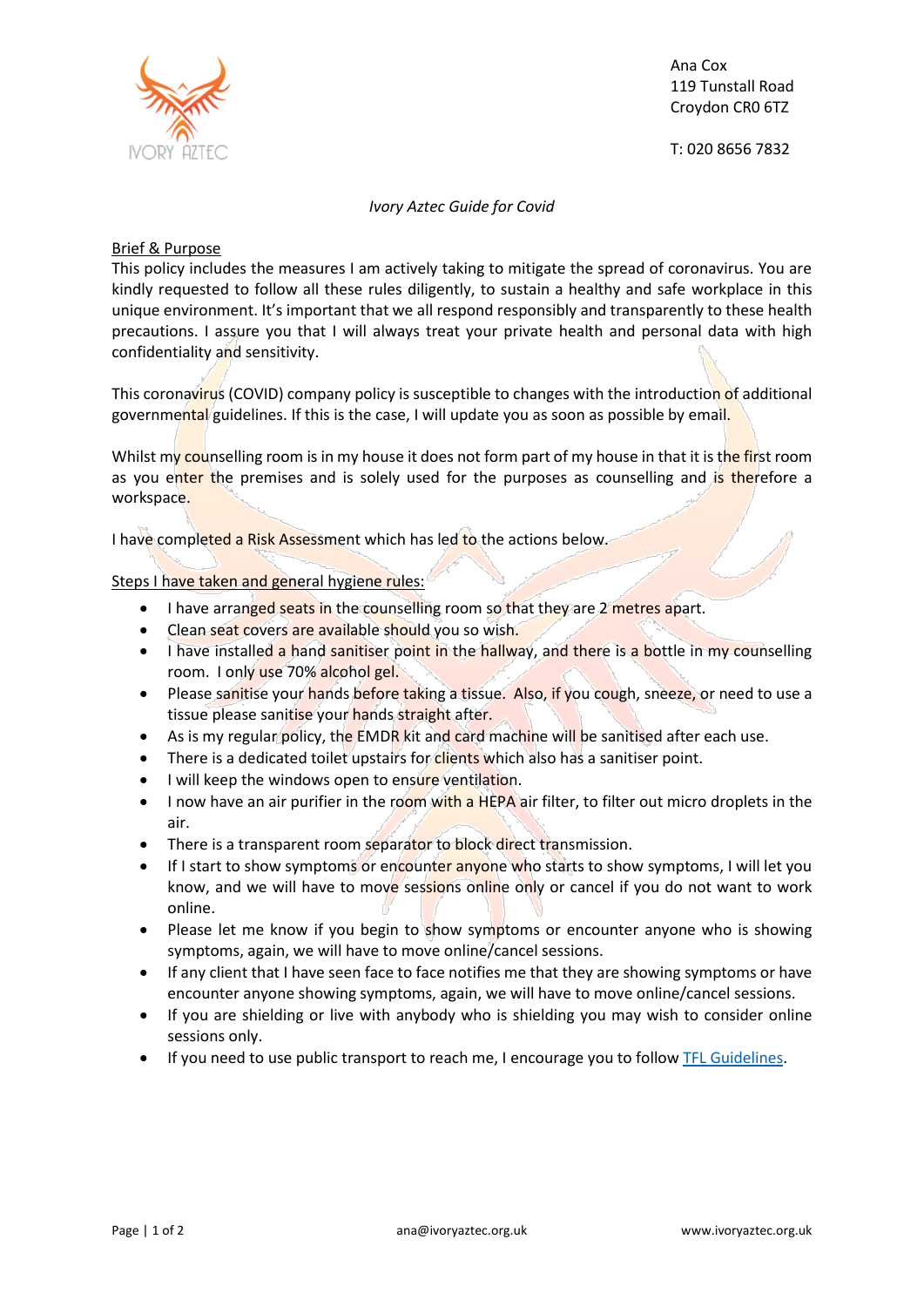IVORY AZTEC

Ana Cox
119 Tunstall Road
Croydon CR0 6TZ

T: 020 8656 7832

*Ivory Aztec Guide for Covid*

Brief & Purpose

This policy includes the measures I am actively taking to mitigate the spread of coronavirus. You are kindly requested to follow all these rules diligently, to sustain a healthy and safe workplace in this unique environment. It's important that we all respond responsibly and transparently to these health precautions. I assure you that I will always treat your private health and personal data with high confidentiality and sensitivity.

This coronavirus (COVID) company policy is susceptible to changes with the introduction of additional governmental guidelines. If this is the case, I will update you as soon as possible by email.

Whilst my counselling room is in my house it does not form part of my house in that it is the first room as you enter the premises and is solely used for the purposes as counselling and is therefore a workspace.

I have completed a Risk Assessment which has led to the actions below.

Steps I have taken and general hygiene rules:

- I have arranged seats in the counselling room so that they are 2 metres apart.
- Clean seat covers are available should you so wish.
- I have installed a hand sanitiser point in the hallway, and there is a bottle in my counselling room. I only use 70% alcohol gel.
- Please sanitise your hands before taking a tissue. Also, if you cough, sneeze, or need to use a tissue please sanitise your hands straight after.
- As is my regular policy, the EMDR kit and card machine will be sanitised after each use.
- There is a dedicated toilet upstairs for clients which also has a sanitiser point.
- I will keep the windows open to ensure ventilation.
- I now have an air purifier in the room with a HEPA air filter, to filter out micro droplets in the air.
- There is a transparent room separator to block direct transmission.
- If I start to show symptoms or encounter anyone who starts to show symptoms, I will let you know, and we will have to move sessions online only or cancel if you do not want to work online.
- Please let me know if you begin to show symptoms or encounter anyone who is showing symptoms, again, we will have to move online/cancel sessions.
- If any client that I have seen face to face notifies me that they are showing symptoms or have encounter anyone showing symptoms, again, we will have to move online/cancel sessions.
- If you are shielding or live with anybody who is shielding you may wish to consider online sessions only.
- If you need to use public transport to reach me, I encourage you to follow TFL Guidelines.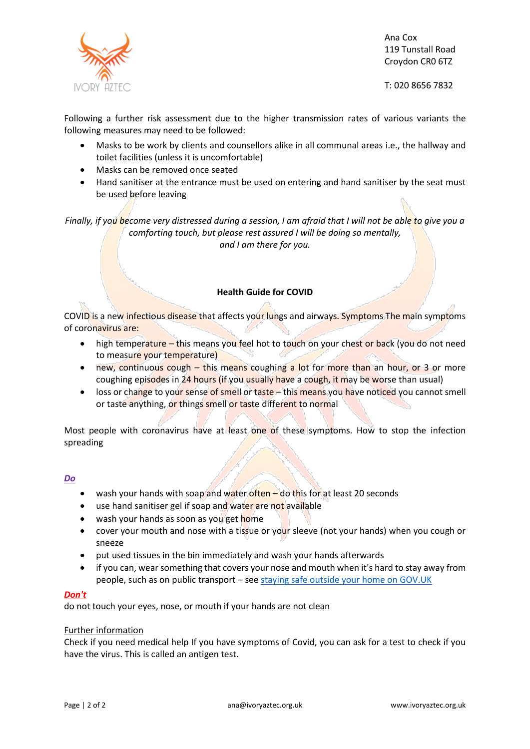Ana Cox
119 Tunstall Road
Croydon CR0 6TZ

T: 020 8656 7832

Following a further risk assessment due to the higher transmission rates of various variants the following measures may need to be followed:

- Masks to be work by clients and counsellors alike in all communal areas i.e., the hallway and toilet facilities (unless it is uncomfortable)
- Masks can be removed once seated
- Hand sanitiser at the entrance must be used on entering and hand sanitiser by the seat must be used before leaving

*Finally, if you become very distressed during a session, I am afraid that I will not be able to give you a comforting touch, but please rest assured I will be doing so mentally, and I am there for you.*

**Health Guide for COVID**

COVID is a new infectious disease that affects your lungs and airways. Symptoms The main symptoms of coronavirus are:

- high temperature – this means you feel hot to touch on your chest or back (you do not need to measure your temperature)
- new, continuous cough – this means coughing a lot for more than an hour, or 3 or more coughing episodes in 24 hours (if you usually have a cough, it may be worse than usual)
- loss or change to your sense of smell or taste – this means you have noticed you cannot smell or taste anything, or things smell or taste different to normal

Most people with coronavirus have at least one of these symptoms. How to stop the infection spreading

***Do***

- wash your hands with soap and water often – do this for at least 20 seconds
- use hand sanitiser gel if soap and water are not available
- wash your hands as soon as you get home
- cover your mouth and nose with a tissue or your sleeve (not your hands) when you cough or sneeze
- put used tissues in the bin immediately and wash your hands afterwards
- if you can, wear something that covers your nose and mouth when it's hard to stay away from people, such as on public transport – see staying safe outside your home on GOV.UK

***Don't***

do not touch your eyes, nose, or mouth if your hands are not clean

Further information

Check if you need medical help If you have symptoms of Covid, you can ask for a test to check if you have the virus. This is called an antigen test.

ana@ivoryaztec.org.uk www.ivoryaztec.org.uk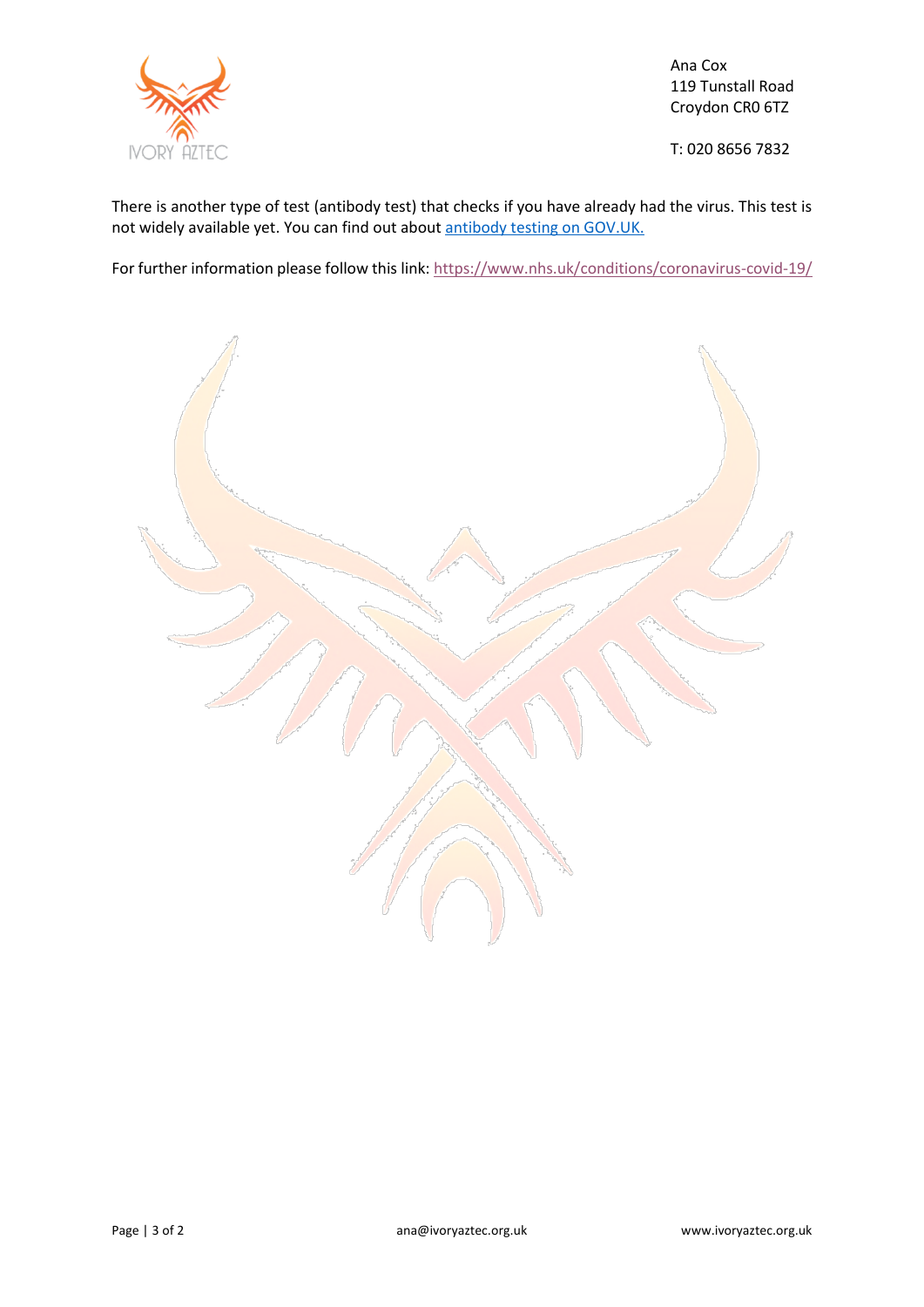There is another type of test (antibody test) that checks if you have already had the virus. This test is not widely available yet. You can find out about [antibody testing on GOV.UK.](#)

For further information please follow this link: [https://www.nhs.uk/conditions/coronavirus-covid-19/](https://www.nhs.uk/conditions/coronavirus-covid-19/)